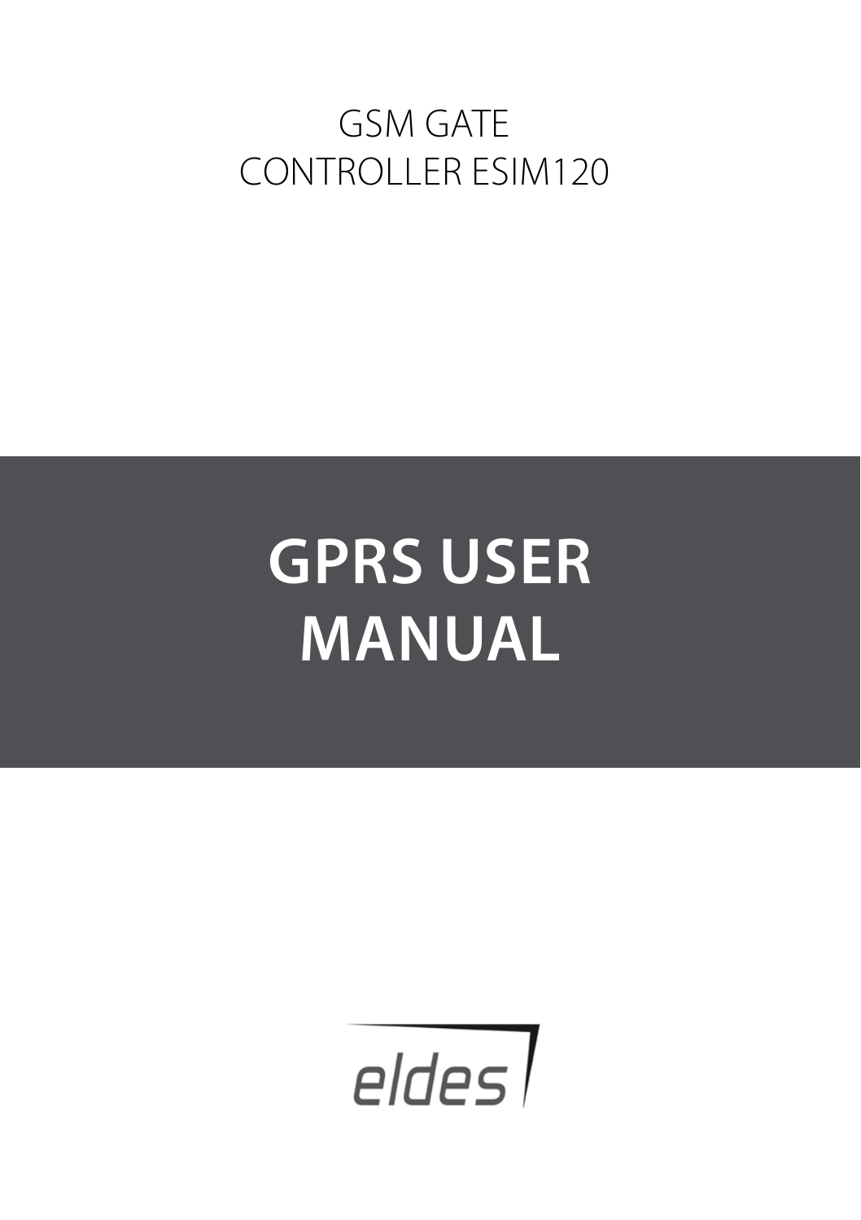GSM GATE
CONTROLLER ESIM120

# GPRS USER MANUAL

eldes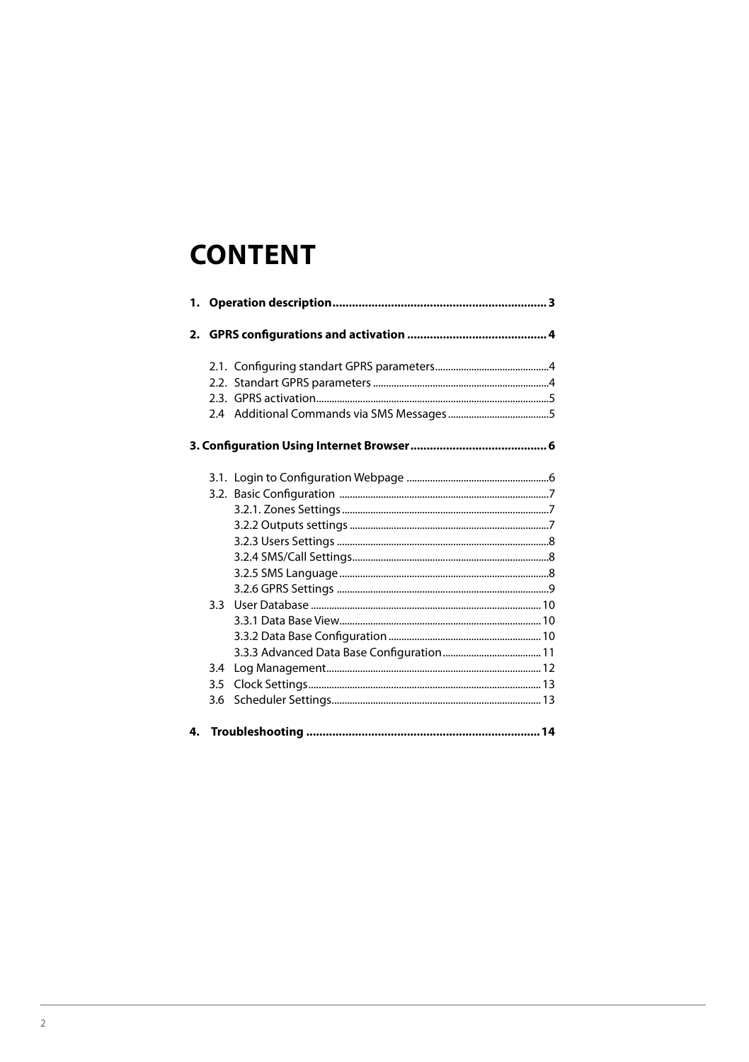# CONTENT

**1. Operation description .................................................................. 3**

**2. GPRS configurations and activation ........................................... 4**

- 2.1. Configuring standart GPRS parameters ........................................... 4
- 2.2. Standart GPRS parameters ................................................................... 4
- 2.3. GPRS activation ........................................................................................ 5
- 2.4 Additional Commands via SMS Messages ....................................... 5

**3. Configuration Using Internet Browser .......................................... 6**

- 3.1. Login to Configuration Webpage ...................................................... 6
- 3.2. Basic Configuration ................................................................................ 7
  - 3.2.1. Zones Settings ............................................................................... 7
  - 3.2.2 Outputs settings ............................................................................ 7
  - 3.2.3 Users Settings ................................................................................. 8
  - 3.2.4 SMS/Call Settings ........................................................................... 8
  - 3.2.5 SMS Language ................................................................................ 8
  - 3.2.6 GPRS Settings ................................................................................. 9
- 3.3 User Database ........................................................................................ 10
  - 3.3.1 Data Base View ............................................................................. 10
  - 3.3.2 Data Base Configuration .......................................................... 10
  - 3.3.3 Advanced Data Base Configuration ...................................... 11
- 3.4 Log Management .................................................................................. 12
- 3.5 Clock Settings ......................................................................................... 13
- 3.6 Scheduler Settings ................................................................................ 13

**4. Troubleshooting ....................................................................... 14**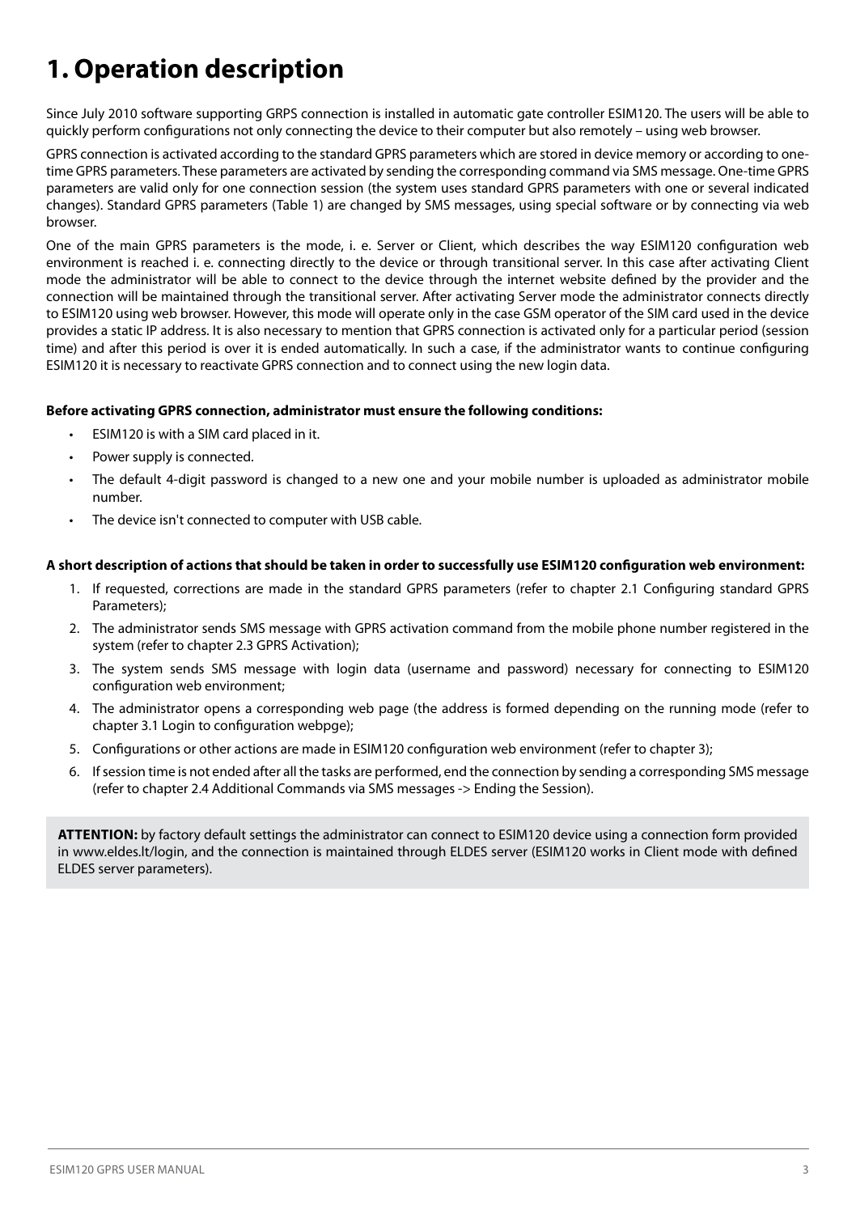# 1. Operation description

Since July 2010 software supporting GRPS connection is installed in automatic gate controller ESIM120. The users will be able to quickly perform configurations not only connecting the device to their computer but also remotely – using web browser.

GPRS connection is activated according to the standard GPRS parameters which are stored in device memory or according to one-time GPRS parameters. These parameters are activated by sending the corresponding command via SMS message. One-time GPRS parameters are valid only for one connection session (the system uses standard GPRS parameters with one or several indicated changes). Standard GPRS parameters (Table 1) are changed by SMS messages, using special software or by connecting via web browser.

One of the main GPRS parameters is the mode, i. e. Server or Client, which describes the way ESIM120 configuration web environment is reached i. e. connecting directly to the device or through transitional server. In this case after activating Client mode the administrator will be able to connect to the device through the internet website defined by the provider and the connection will be maintained through the transitional server. After activating Server mode the administrator connects directly to ESIM120 using web browser. However, this mode will operate only in the case GSM operator of the SIM card used in the device provides a static IP address. It is also necessary to mention that GPRS connection is activated only for a particular period (session time) and after this period is over it is ended automatically. In such a case, if the administrator wants to continue configuring ESIM120 it is necessary to reactivate GPRS connection and to connect using the new login data.

**Before activating GPRS connection, administrator must ensure the following conditions:**

- ESIM120 is with a SIM card placed in it.
- Power supply is connected.
- The default 4-digit password is changed to a new one and your mobile number is uploaded as administrator mobile number.
- The device isn't connected to computer with USB cable.

**A short description of actions that should be taken in order to successfully use ESIM120 configuration web environment:**

1. If requested, corrections are made in the standard GPRS parameters (refer to chapter 2.1 Configuring standard GPRS Parameters);
2. The administrator sends SMS message with GPRS activation command from the mobile phone number registered in the system (refer to chapter 2.3 GPRS Activation);
3. The system sends SMS message with login data (username and password) necessary for connecting to ESIM120 configuration web environment;
4. The administrator opens a corresponding web page (the address is formed depending on the running mode (refer to chapter 3.1 Login to configuration webpge);
5. Configurations or other actions are made in ESIM120 configuration web environment (refer to chapter 3);
6. If session time is not ended after all the tasks are performed, end the connection by sending a corresponding SMS message (refer to chapter 2.4 Additional Commands via SMS messages -> Ending the Session).

**ATTENTION:** by factory default settings the administrator can connect to ESIM120 device using a connection form provided in www.eldes.lt/login, and the connection is maintained through ELDES server (ESIM120 works in Client mode with defined ELDES server parameters).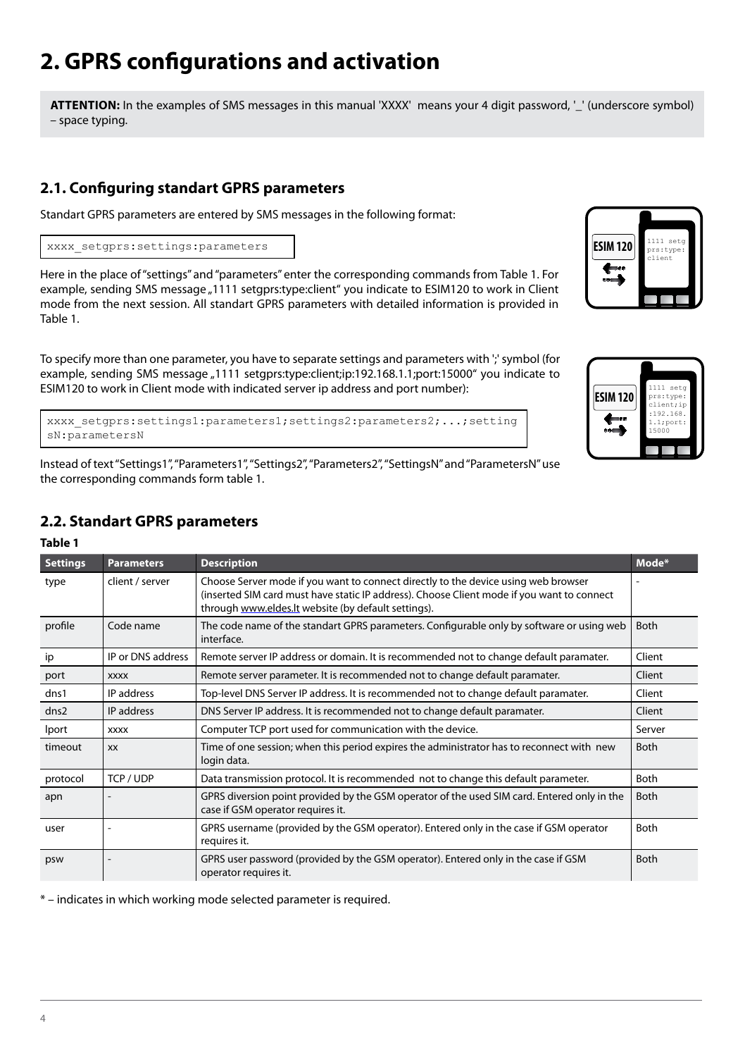# 2. GPRS configurations and activation

**ATTENTION:** In the examples of SMS messages in this manual 'XXXX' means your 4 digit password, '_' (underscore symbol) – space typing.

## 2.1. Configuring standart GPRS parameters

Standart GPRS parameters are entered by SMS messages in the following format:

```
xxxx_setgprs:settings:parameters
```

Here in the place of "settings" and "parameters" enter the corresponding commands from Table 1. For example, sending SMS message „1111 setgprs:type:client" you indicate to ESIM120 to work in Client mode from the next session. All standart GPRS parameters with detailed information is provided in Table 1.

To specify more than one parameter, you have to separate settings and parameters with ';' symbol (for example, sending SMS message „1111 setgprs:type:client;ip:192.168.1.1;port:15000" you indicate to ESIM120 to work in Client mode with indicated server ip address and port number):

```
xxxx_setgprs:settings1:parameters1;settings2:parameters2;...;settingsN:parametersN
```

Instead of text "Settings1", "Parameters1", "Settings2", "Parameters2", "SettingsN" and "ParametersN" use the corresponding commands form table 1.

## 2.2. Standart GPRS parameters

**Table 1**

| Settings | Parameters | Description | Mode* |
|---|---|---|---|
| type | client / server | Choose Server mode if you want to connect directly to the device using web browser (inserted SIM card must have static IP address). Choose Client mode if you want to connect through www.eldes.lt website (by default settings). | - |
| profile | Code name | The code name of the standart GPRS parameters. Configurable only by software or using web interface. | Both |
| ip | IP or DNS address | Remote server IP address or domain. It is recommended not to change default paramater. | Client |
| port | xxxx | Remote server parameter. It is recommended not to change default paramater. | Client |
| dns1 | IP address | Top-level DNS Server IP address. It is recommended not to change default paramater. | Client |
| dns2 | IP address | DNS Server IP address. It is recommended not to change default paramater. | Client |
| lport | xxxx | Computer TCP port used for communication with the device. | Server |
| timeout | xx | Time of one session; when this period expires the administrator has to reconnect with new login data. | Both |
| protocol | TCP / UDP | Data transmission protocol. It is recommended not to change this default parameter. | Both |
| apn | - | GPRS diversion point provided by the GSM operator of the used SIM card. Entered only in the case if GSM operator requires it. | Both |
| user | - | GPRS username (provided by the GSM operator). Entered only in the case if GSM operator requires it. | Both |
| psw | - | GPRS user password (provided by the GSM operator). Entered only in the case if GSM operator requires it. | Both |

* – indicates in which working mode selected parameter is required.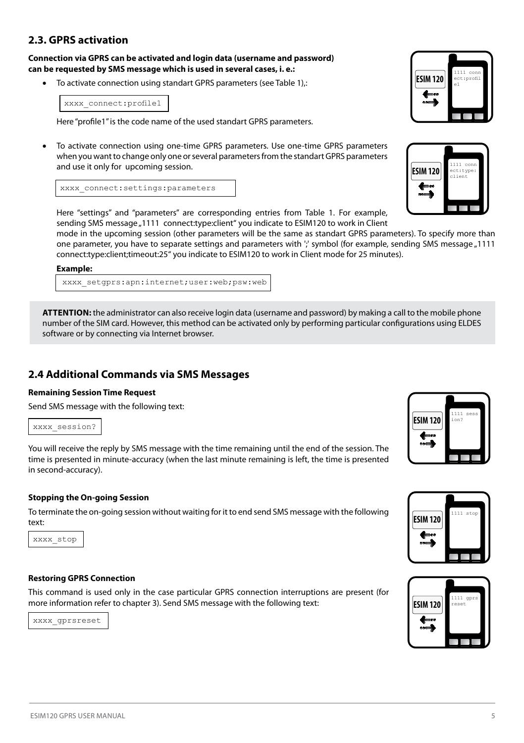## 2.3. GPRS activation

**Connection via GPRS can be activated and login data (username and password) can be requested by SMS message which is used in several cases, i. e.:**

- To activate connection using standart GPRS parameters (see Table 1),:

```
xxxx_connect:profile1
```

Here "profile1" is the code name of the used standart GPRS parameters.

- To activate connection using one-time GPRS parameters. Use one-time GPRS parameters when you want to change only one or several parameters from the standart GPRS parameters and use it only for upcoming session.

```
xxxx_connect:settings:parameters
```

Here "settings" and "parameters" are corresponding entries from Table 1. For example, sending SMS message „1111 connect:type:client" you indicate to ESIM120 to work in Client mode in the upcoming session (other parameters will be the same as standart GPRS parameters). To specify more than one parameter, you have to separate settings and parameters with ';' symbol (for example, sending SMS message „1111 connect:type:client;timeout:25" you indicate to ESIM120 to work in Client mode for 25 minutes).

**Example:**

```
xxxx_setgprs:apn:internet;user:web;psw:web
```

**ATTENTION:** the administrator can also receive login data (username and password) by making a call to the mobile phone number of the SIM card. However, this method can be activated only by performing particular configurations using ELDES software or by connecting via Internet browser.

## 2.4 Additional Commands via SMS Messages

**Remaining Session Time Request**

Send SMS message with the following text:

```
xxxx_session?
```

You will receive the reply by SMS message with the time remaining until the end of the session. The time is presented in minute-accuracy (when the last minute remaining is left, the time is presented in second-accuracy).

**Stopping the On-going Session**

To terminate the on-going session without waiting for it to end send SMS message with the following text:

```
xxxx_stop
```

**Restoring GPRS Connection**

This command is used only in the case particular GPRS connection interruptions are present (for more information refer to chapter 3). Send SMS message with the following text:

```
xxxx_gprsreset
```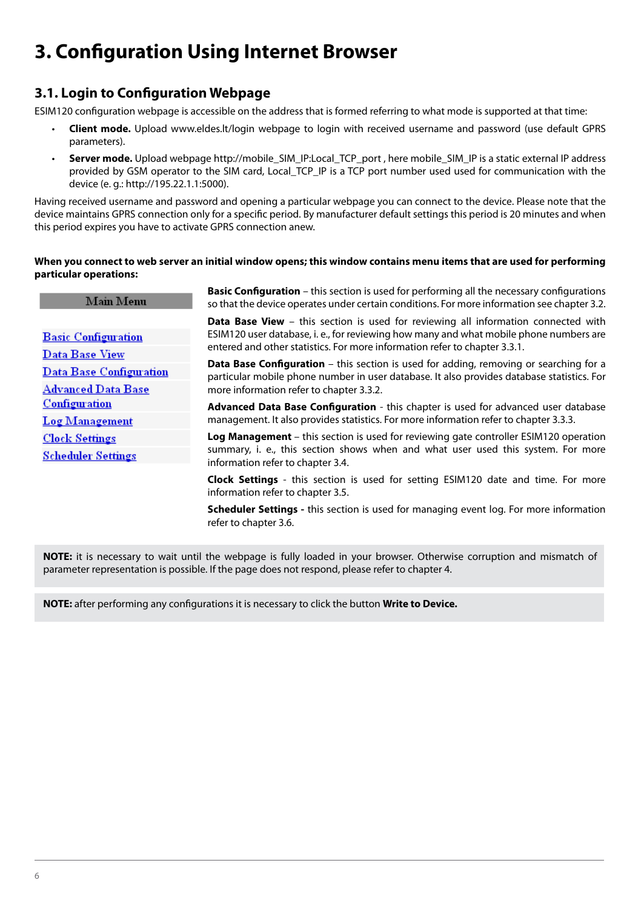# 3. Configuration Using Internet Browser

## 3.1. Login to Configuration Webpage

ESIM120 configuration webpage is accessible on the address that is formed referring to what mode is supported at that time:

- **Client mode.** Upload www.eldes.lt/login webpage to login with received username and password (use default GPRS parameters).
- **Server mode.** Upload webpage http://mobile_SIM_IP:Local_TCP_port , here mobile_SIM_IP is a static external IP address provided by GSM operator to the SIM card, Local_TCP_IP is a TCP port number used used for communication with the device (e. g.: http://195.22.1.1:5000).

Having received username and password and opening a particular webpage you can connect to the device. Please note that the device maintains GPRS connection only for a specific period. By manufacturer default settings this period is 20 minutes and when this period expires you have to activate GPRS connection anew.

**When you connect to web server an initial window opens; this window contains menu items that are used for performing particular operations:**

Main Menu

Basic Configuration
Data Base View
Data Base Configuration
Advanced Data Base Configuration
Log Management
Clock Settings
Scheduler Settings

**Basic Configuration** – this section is used for performing all the necessary configurations so that the device operates under certain conditions. For more information see chapter 3.2.

**Data Base View** – this section is used for reviewing all information connected with ESIM120 user database, i. e., for reviewing how many and what mobile phone numbers are entered and other statistics. For more information refer to chapter 3.3.1.

**Data Base Configuration** – this section is used for adding, removing or searching for a particular mobile phone number in user database. It also provides database statistics. For more information refer to chapter 3.3.2.

**Advanced Data Base Configuration** - this chapter is used for advanced user database management. It also provides statistics. For more information refer to chapter 3.3.3.

**Log Management** – this section is used for reviewing gate controller ESIM120 operation summary, i. e., this section shows when and what user used this system. For more information refer to chapter 3.4.

**Clock Settings** - this section is used for setting ESIM120 date and time. For more information refer to chapter 3.5.

**Scheduler Settings -** this section is used for managing event log. For more information refer to chapter 3.6.

**NOTE:** it is necessary to wait until the webpage is fully loaded in your browser. Otherwise corruption and mismatch of parameter representation is possible. If the page does not respond, please refer to chapter 4.

**NOTE:** after performing any configurations it is necessary to click the button **Write to Device.**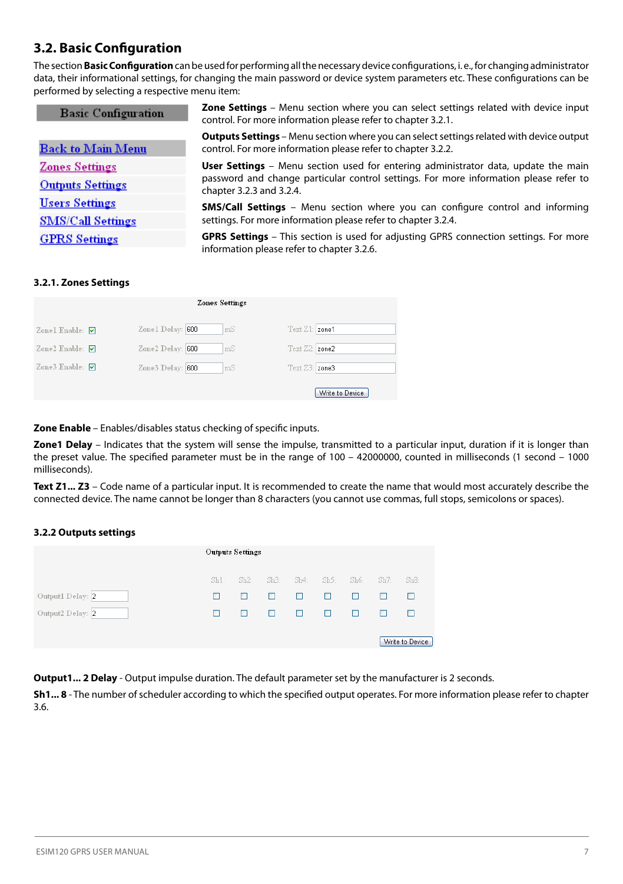## 3.2. Basic Configuration

The section **Basic Configuration** can be used for performing all the necessary device configurations, i. e., for changing administrator data, their informational settings, for changing the main password or device system parameters etc. These configurations can be performed by selecting a respective menu item:

Basic Configuration

Back to Main Menu
Zones Settings
Outputs Settings
Users Settings
SMS/Call Settings
GPRS Settings

**Zone Settings** – Menu section where you can select settings related with device input control. For more information please refer to chapter 3.2.1.

**Outputs Settings** – Menu section where you can select settings related with device output control. For more information please refer to chapter 3.2.2.

**User Settings** – Menu section used for entering administrator data, update the main password and change particular control settings. For more information please refer to chapter 3.2.3 and 3.2.4.

**SMS/Call Settings** – Menu section where you can configure control and informing settings. For more information please refer to chapter 3.2.4.

**GPRS Settings** – This section is used for adjusting GPRS connection settings. For more information please refer to chapter 3.2.6.

### 3.2.1. Zones Settings

Zones Settings

| | | |
|---|---|---|
| Zone1 Enable: ☑ | Zone1 Delay: 600 mS | Text Z1: zone1 |
| Zone2 Enable: ☑ | Zone2 Delay: 600 mS | Text Z2: zone2 |
| Zone3 Enable: ☑ | Zone3 Delay: 600 mS | Text Z3: zone3 |

Write to Device

**Zone Enable** – Enables/disables status checking of specific inputs.

**Zone1 Delay** – Indicates that the system will sense the impulse, transmitted to a particular input, duration if it is longer than the preset value. The specified parameter must be in the range of 100 – 42000000, counted in milliseconds (1 second – 1000 milliseconds).

**Text Z1... Z3** – Code name of a particular input. It is recommended to create the name that would most accurately describe the connected device. The name cannot be longer than 8 characters (you cannot use commas, full stops, semicolons or spaces).

### 3.2.2 Outputs settings

Outputs Settings

| | Sh1 | Sh2 | Sh3 | Sh4 | Sh5 | Sh6 | Sh7 | Sh8 |
|---|---|---|---|---|---|---|---|---|
| Output1 Delay: 2 | ☐ | ☐ | ☐ | ☐ | ☐ | ☐ | ☐ | ☐ |
| Output2 Delay: 2 | ☐ | ☐ | ☐ | ☐ | ☐ | ☐ | ☐ | ☐ |

Write to Device

**Output1... 2 Delay** - Output impulse duration. The default parameter set by the manufacturer is 2 seconds.

**Sh1... 8** - The number of scheduler according to which the specified output operates. For more information please refer to chapter 3.6.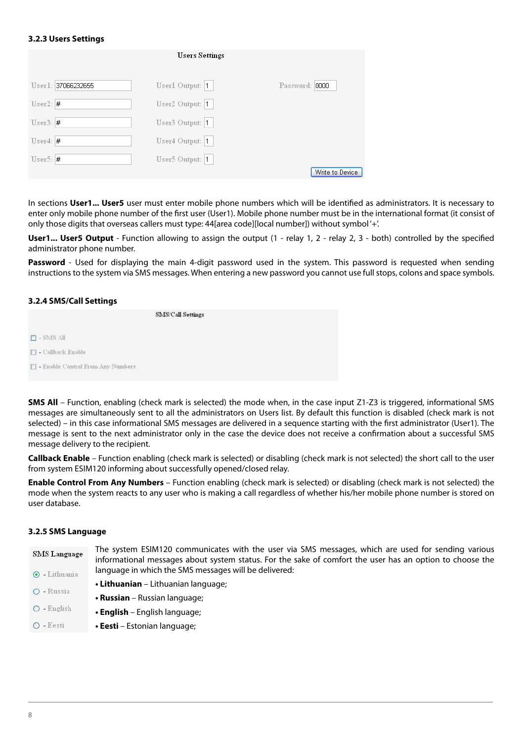### 3.2.3 Users Settings

Users Settings

| | | |
|---|---|---|
| User1: 37066232655 | User1 Output: 1 | Password: 0000 |
| User2: # | User2 Output: 1 | |
| User3: # | User3 Output: 1 | |
| User4: # | User4 Output: 1 | |
| User5: # | User5 Output: 1 | |

Write to Device

In sections **User1... User5** user must enter mobile phone numbers which will be identified as administrators. It is necessary to enter only mobile phone number of the first user (User1). Mobile phone number must be in the international format (it consist of only those digits that overseas callers must type: 44[area code][local number]) without symbol '+'.

**User1... User5 Output** - Function allowing to assign the output (1 - relay 1, 2 - relay 2, 3 - both) controlled by the specified administrator phone number.

**Password** - Used for displaying the main 4-digit password used in the system. This password is requested when sending instructions to the system via SMS messages. When entering a new password you cannot use full stops, colons and space symbols.

### 3.2.4 SMS/Call Settings

SMS/Call Settings

- ☐ - SMS All
- ☐ - Callback Enable
- ☐ - Enable Control From Any Numbers

**SMS All** – Function, enabling (check mark is selected) the mode when, in the case input Z1-Z3 is triggered, informational SMS messages are simultaneously sent to all the administrators on Users list. By default this function is disabled (check mark is not selected) – in this case informational SMS messages are delivered in a sequence starting with the first administrator (User1). The message is sent to the next administrator only in the case the device does not receive a confirmation about a successful SMS message delivery to the recipient.

**Callback Enable** – Function enabling (check mark is selected) or disabling (check mark is not selected) the short call to the user from system ESIM120 informing about successfully opened/closed relay.

**Enable Control From Any Numbers** – Function enabling (check mark is selected) or disabling (check mark is not selected) the mode when the system reacts to any user who is making a call regardless of whether his/her mobile phone number is stored on user database.

### 3.2.5 SMS Language

SMS Language

- ◉ - Lithuania
- ○ - Russia
- ○ - English
- ○ - Eesti

The system ESIM120 communicates with the user via SMS messages, which are used for sending various informational messages about system status. For the sake of comfort the user has an option to choose the language in which the SMS messages will be delivered:

- **Lithuanian** – Lithuanian language;
- **Russian** – Russian language;
- **English** – English language;
- **Eesti** – Estonian language;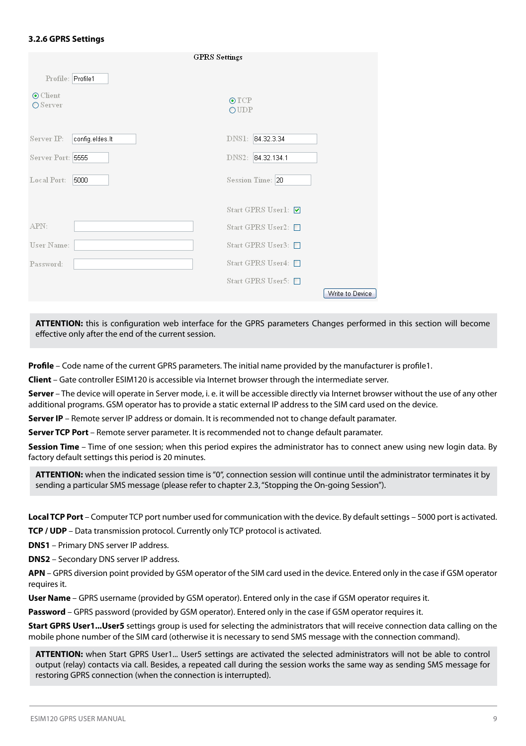### 3.2.6 GPRS Settings

GPRS Settings

Profile: Profile1

Client
Server

TCP
UDP

Server IP: config.eldes.lt

DNS1: 84.32.3.34

Server Port: 5555

DNS2: 84.32.134.1

Local Port: 5000

Session Time: 20

Start GPRS User1: ☑

APN:

Start GPRS User2: ☐

User Name:

Start GPRS User3: ☐

Password:

Start GPRS User4: ☐

Start GPRS User5: ☐

Write to Device

**ATTENTION:** this is configuration web interface for the GPRS parameters Changes performed in this section will become effective only after the end of the current session.

**Profile** – Code name of the current GPRS parameters. The initial name provided by the manufacturer is profile1.

**Client** – Gate controller ESIM120 is accessible via Internet browser through the intermediate server.

**Server** – The device will operate in Server mode, i. e. it will be accessible directly via Internet browser without the use of any other additional programs. GSM operator has to provide a static external IP address to the SIM card used on the device.

**Server IP** – Remote server IP address or domain. It is recommended not to change default paramater.

**Server TCP Port** – Remote server parameter. It is recommended not to change default paramater.

**Session Time** – Time of one session; when this period expires the administrator has to connect anew using new login data. By factory default settings this period is 20 minutes.

**ATTENTION:** when the indicated session time is "0", connection session will continue until the administrator terminates it by sending a particular SMS message (please refer to chapter 2.3, "Stopping the On-going Session").

**Local TCP Port** – Computer TCP port number used for communication with the device. By default settings – 5000 port is activated.

**TCP / UDP** – Data transmission protocol. Currently only TCP protocol is activated.

**DNS1** – Primary DNS server IP address.

**DNS2** – Secondary DNS server IP address.

**APN** – GPRS diversion point provided by GSM operator of the SIM card used in the device. Entered only in the case if GSM operator requires it.

**User Name** – GPRS username (provided by GSM operator). Entered only in the case if GSM operator requires it.

**Password** – GPRS password (provided by GSM operator). Entered only in the case if GSM operator requires it.

**Start GPRS User1...User5** settings group is used for selecting the administrators that will receive connection data calling on the mobile phone number of the SIM card (otherwise it is necessary to send SMS message with the connection command).

**ATTENTION:** when Start GPRS User1... User5 settings are activated the selected administrators will not be able to control output (relay) contacts via call. Besides, a repeated call during the session works the same way as sending SMS message for restoring GPRS connection (when the connection is interrupted).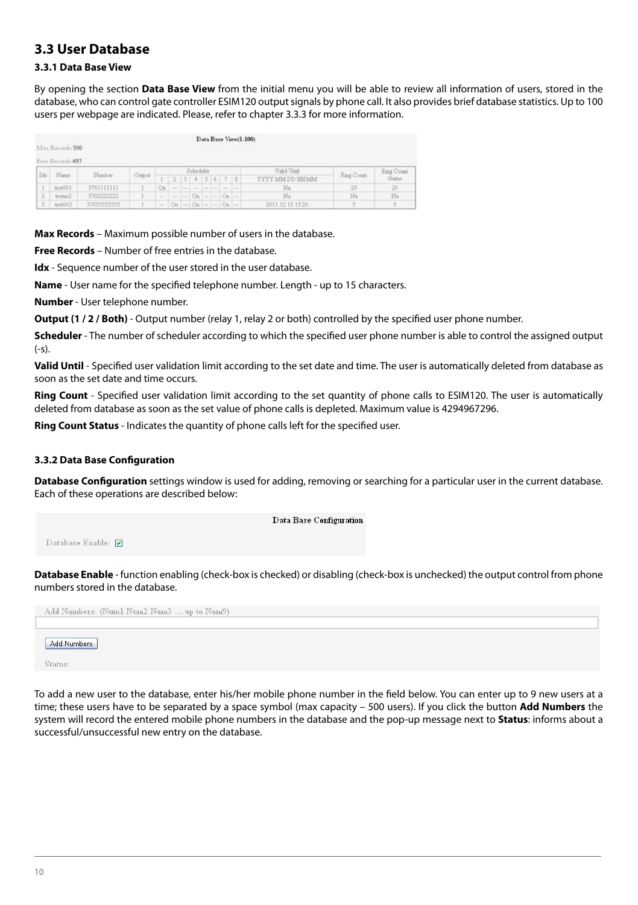## 3.3 User Database

### 3.3.1 Data Base View

By opening the section **Data Base View** from the initial menu you will be able to review all information of users, stored in the database, who can control gate controller ESIM120 output signals by phone call. It also provides brief database statistics. Up to 100 users per webpage are indicated. Please, refer to chapter 3.3.3 for more information.

Data Base View(1-100)

Max Records 500

Free Records 497

| Idx | Name | Number | Output | Scheduler | | | | | | | | Valid Until | Ring Count | Ring Count Status |
|---|---|---|---|---|---|---|---|---|---|---|---|---|---|---|
| | | | | 1 | 2 | 3 | 4 | 5 | 6 | 7 | 8 | YYYY.MM.DD HH:MM | | |
| 1 | test001 | 3701111111 | 1 | On | -- | -- | -- | -- | -- | -- | -- | Na | 20 | 20 |
| 2 | testas2 | 3702222222 | 1 | -- | -- | -- | On | -- | -- | On | -- | Na | Na | Na |
| 3 | test003 | 37055555555 | 1 | -- | On | -- | On | -- | -- | On | -- | 2011.12.15 15:20 | 5 | 5 |

**Max Records** – Maximum possible number of users in the database.

**Free Records** – Number of free entries in the database.

**Idx** - Sequence number of the user stored in the user database.

**Name** - User name for the specified telephone number. Length - up to 15 characters.

**Number** - User telephone number.

**Output (1 / 2 / Both)** - Output number (relay 1, relay 2 or both) controlled by the specified user phone number.

**Scheduler** - The number of scheduler according to which the specified user phone number is able to control the assigned output (-s).

**Valid Until** - Specified user validation limit according to the set date and time. The user is automatically deleted from database as soon as the set date and time occurs.

**Ring Count** - Specified user validation limit according to the set quantity of phone calls to ESIM120. The user is automatically deleted from database as soon as the set value of phone calls is depleted. Maximum value is 4294967296.

**Ring Count Status** - Indicates the quantity of phone calls left for the specified user.

### 3.3.2 Data Base Configuration

**Database Configuration** settings window is used for adding, removing or searching for a particular user in the current database. Each of these operations are described below:

Data Base Configuration

Database Enable: ☑

**Database Enable** - function enabling (check-box is checked) or disabling (check-box is unchecked) the output control from phone numbers stored in the database.

Add Numbers: (Num1 Num2 Num3 .... up to Num9)

Add Numbers

Status:

To add a new user to the database, enter his/her mobile phone number in the field below. You can enter up to 9 new users at a time; these users have to be separated by a space symbol (max capacity – 500 users). If you click the button **Add Numbers** the system will record the entered mobile phone numbers in the database and the pop-up message next to **Status**: informs about a successful/unsuccessful new entry on the database.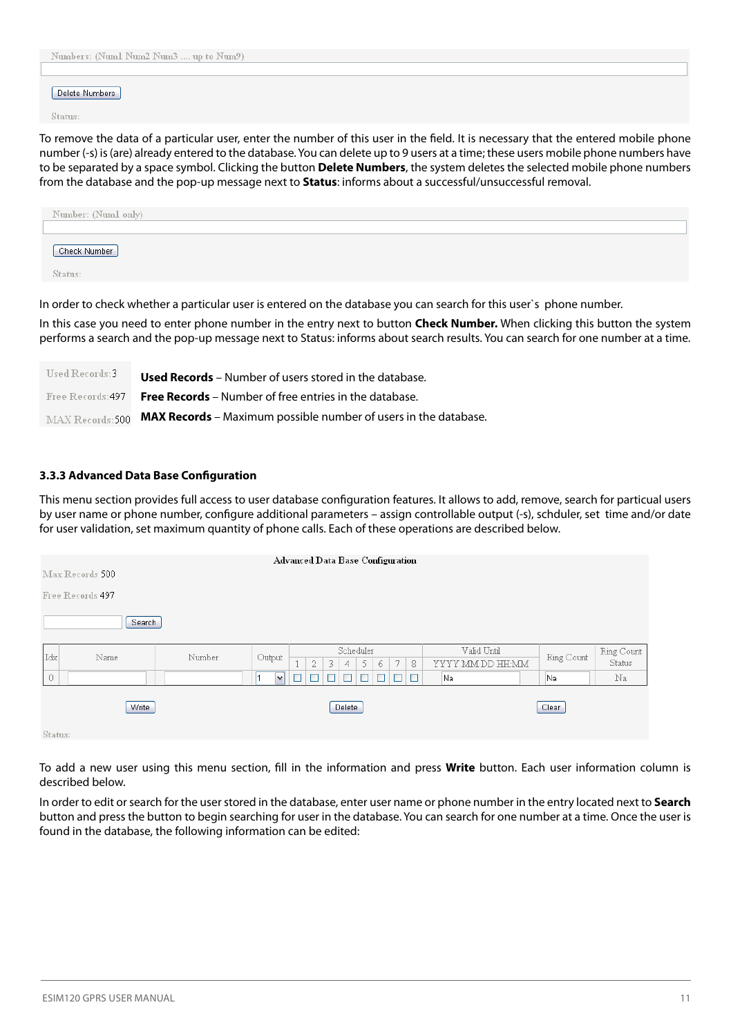Numbers: (Num1 Num2 Num3 .... up to Num9)

Delete Numbers

Status:

To remove the data of a particular user, enter the number of this user in the field. It is necessary that the entered mobile phone number (-s) is (are) already entered to the database. You can delete up to 9 users at a time; these users mobile phone numbers have to be separated by a space symbol. Clicking the button **Delete Numbers**, the system deletes the selected mobile phone numbers from the database and the pop-up message next to **Status**: informs about a successful/unsuccessful removal.

Number: (Num1 only)

Check Number

Status:

In order to check whether a particular user is entered on the database you can search for this user`s phone number.

In this case you need to enter phone number in the entry next to button **Check Number.** When clicking this button the system performs a search and the pop-up message next to Status: informs about search results. You can search for one number at a time.

| | |
|---|---|
| Used Records: 3 | **Used Records** – Number of users stored in the database. |
| Free Records: 497 | **Free Records** – Number of free entries in the database. |
| MAX Records: 500 | **MAX Records** – Maximum possible number of users in the database. |

### 3.3.3 Advanced Data Base Configuration

This menu section provides full access to user database configuration features. It allows to add, remove, search for particual users by user name or phone number, configure additional parameters – assign controllable output (-s), schduler, set time and/or date for user validation, set maximum quantity of phone calls. Each of these operations are described below.

Advanced Data Base Configuration

Max Records 500

Free Records 497

Search

| Idx | Name | Number | Output | Scheduler | | | | | | | | Valid Until | Ring Count | Ring Count Status |
|---|---|---|---|---|---|---|---|---|---|---|---|---|---|---|
| | | | | 1 | 2 | 3 | 4 | 5 | 6 | 7 | 8 | YYYY MM DD HH:MM | | |
| 0 | | | 1 | ☐ | ☐ | ☐ | ☐ | ☐ | ☐ | ☐ | ☐ | Na | Na | Na |

Write Delete Clear

Status:

To add a new user using this menu section, fill in the information and press **Write** button. Each user information column is described below.

In order to edit or search for the user stored in the database, enter user name or phone number in the entry located next to **Search** button and press the button to begin searching for user in the database. You can search for one number at a time. Once the user is found in the database, the following information can be edited: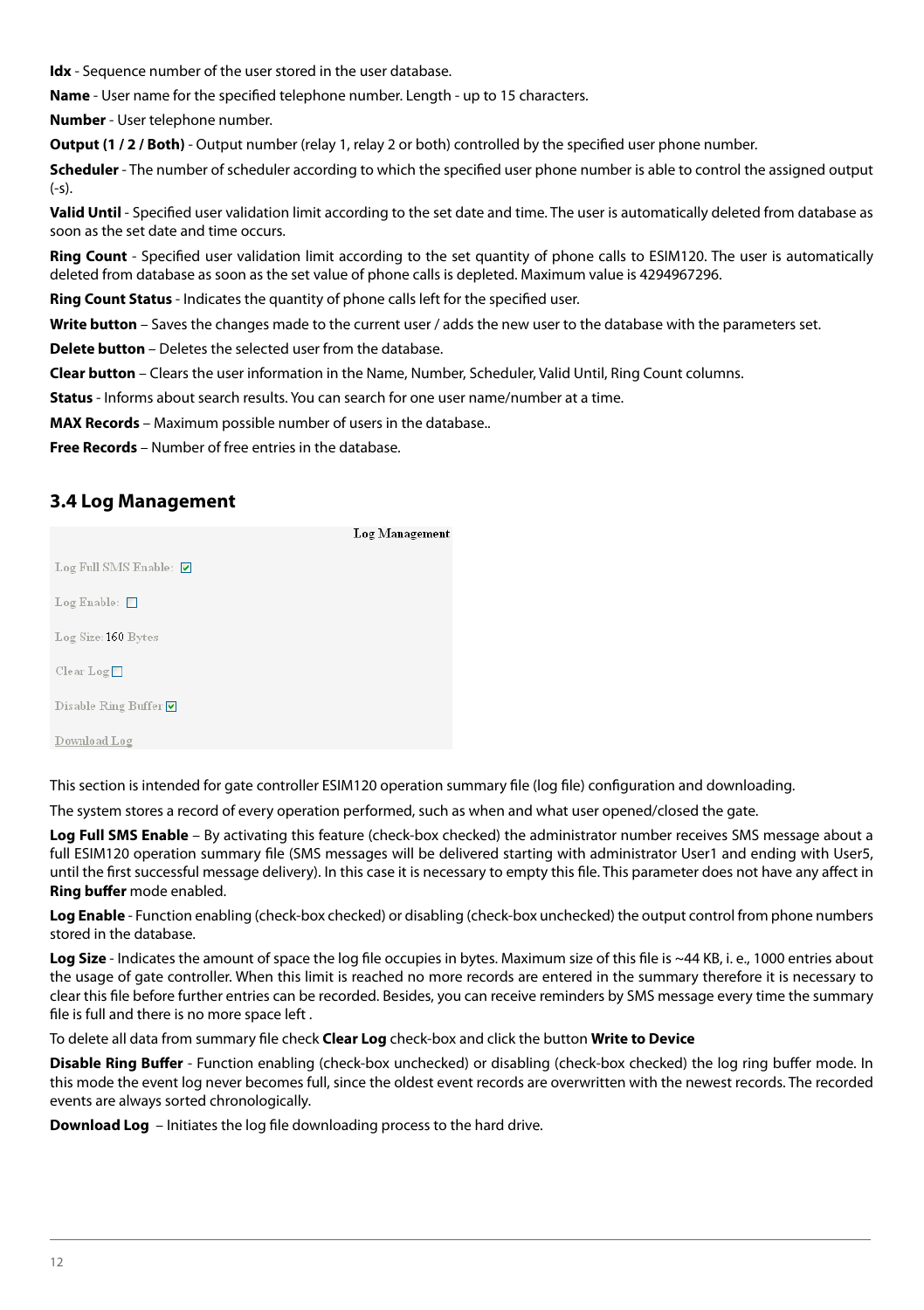**Idx** - Sequence number of the user stored in the user database.

**Name** - User name for the specified telephone number. Length - up to 15 characters.

**Number** - User telephone number.

**Output (1 / 2 / Both)** - Output number (relay 1, relay 2 or both) controlled by the specified user phone number.

**Scheduler** - The number of scheduler according to which the specified user phone number is able to control the assigned output (-s).

**Valid Until** - Specified user validation limit according to the set date and time. The user is automatically deleted from database as soon as the set date and time occurs.

**Ring Count** - Specified user validation limit according to the set quantity of phone calls to ESIM120. The user is automatically deleted from database as soon as the set value of phone calls is depleted. Maximum value is 4294967296.

**Ring Count Status** - Indicates the quantity of phone calls left for the specified user.

**Write button** – Saves the changes made to the current user / adds the new user to the database with the parameters set.

**Delete button** – Deletes the selected user from the database.

**Clear button** – Clears the user information in the Name, Number, Scheduler, Valid Until, Ring Count columns.

**Status** - Informs about search results. You can search for one user name/number at a time.

**MAX Records** – Maximum possible number of users in the database..

**Free Records** – Number of free entries in the database.

## 3.4 Log Management

Log Management

Log Full SMS Enable: ☑

Log Enable: ☐

Log Size: 160 Bytes

Clear Log ☐

Disable Ring Buffer ☑

Download Log

This section is intended for gate controller ESIM120 operation summary file (log file) configuration and downloading.

The system stores a record of every operation performed, such as when and what user opened/closed the gate.

**Log Full SMS Enable** – By activating this feature (check-box checked) the administrator number receives SMS message about a full ESIM120 operation summary file (SMS messages will be delivered starting with administrator User1 and ending with User5, until the first successful message delivery). In this case it is necessary to empty this file. This parameter does not have any affect in **Ring buffer** mode enabled.

**Log Enable** - Function enabling (check-box checked) or disabling (check-box unchecked) the output control from phone numbers stored in the database.

**Log Size** - Indicates the amount of space the log file occupies in bytes. Maximum size of this file is ~44 KB, i. e., 1000 entries about the usage of gate controller. When this limit is reached no more records are entered in the summary therefore it is necessary to clear this file before further entries can be recorded. Besides, you can receive reminders by SMS message every time the summary file is full and there is no more space left .

To delete all data from summary file check **Clear Log** check-box and click the button **Write to Device**

**Disable Ring Buffer** - Function enabling (check-box unchecked) or disabling (check-box checked) the log ring buffer mode. In this mode the event log never becomes full, since the oldest event records are overwritten with the newest records. The recorded events are always sorted chronologically.

**Download Log** – Initiates the log file downloading process to the hard drive.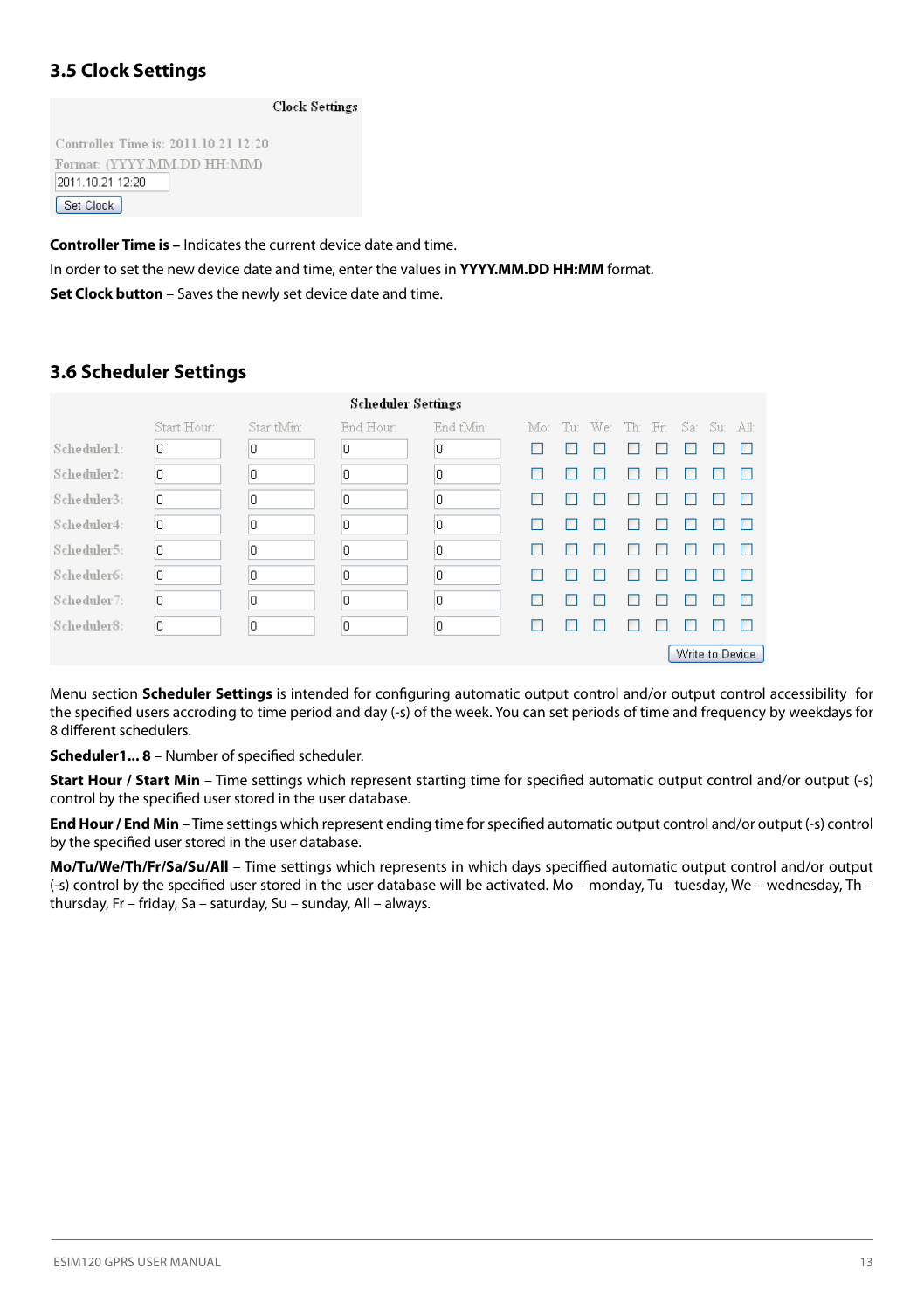### 3.5 Clock Settings

Clock Settings

Controller Time is: 2011.10.21 12:20
Format: (YYYY.MM.DD HH:MM)
2011.10.21 12:20
Set Clock

**Controller Time is –** Indicates the current device date and time.

In order to set the new device date and time, enter the values in **YYYY.MM.DD HH:MM** format.

**Set Clock button** – Saves the newly set device date and time.

### 3.6 Scheduler Settings

Scheduler Settings

| | Start Hour: | Star tMin: | End Hour: | End tMin: | Mo: | Tu: | We: | Th: | Fr: | Sa: | Su: | All: |
|---|---|---|---|---|---|---|---|---|---|---|---|---|
| Scheduler1: | 0 | 0 | 0 | 0 | ☐ | ☐ | ☐ | ☐ | ☐ | ☐ | ☐ | ☐ |
| Scheduler2: | 0 | 0 | 0 | 0 | ☐ | ☐ | ☐ | ☐ | ☐ | ☐ | ☐ | ☐ |
| Scheduler3: | 0 | 0 | 0 | 0 | ☐ | ☐ | ☐ | ☐ | ☐ | ☐ | ☐ | ☐ |
| Scheduler4: | 0 | 0 | 0 | 0 | ☐ | ☐ | ☐ | ☐ | ☐ | ☐ | ☐ | ☐ |
| Scheduler5: | 0 | 0 | 0 | 0 | ☐ | ☐ | ☐ | ☐ | ☐ | ☐ | ☐ | ☐ |
| Scheduler6: | 0 | 0 | 0 | 0 | ☐ | ☐ | ☐ | ☐ | ☐ | ☐ | ☐ | ☐ |
| Scheduler7: | 0 | 0 | 0 | 0 | ☐ | ☐ | ☐ | ☐ | ☐ | ☐ | ☐ | ☐ |
| Scheduler8: | 0 | 0 | 0 | 0 | ☐ | ☐ | ☐ | ☐ | ☐ | ☐ | ☐ | ☐ |

Write to Device

Menu section **Scheduler Settings** is intended for configuring automatic output control and/or output control accessibility for the specified users accroding to time period and day (-s) of the week. You can set periods of time and frequency by weekdays for 8 different schedulers.

**Scheduler1... 8** – Number of specified scheduler.

**Start Hour / Start Min** – Time settings which represent starting time for specified automatic output control and/or output (-s) control by the specified user stored in the user database.

**End Hour / End Min** – Time settings which represent ending time for specified automatic output control and/or output (-s) control by the specified user stored in the user database.

**Mo/Tu/We/Th/Fr/Sa/Su/All** – Time settings which represents in which days speciffied automatic output control and/or output (-s) control by the specified user stored in the user database will be activated. Mo – monday, Tu– tuesday, We – wednesday, Th – thursday, Fr – friday, Sa – saturday, Su – sunday, All – always.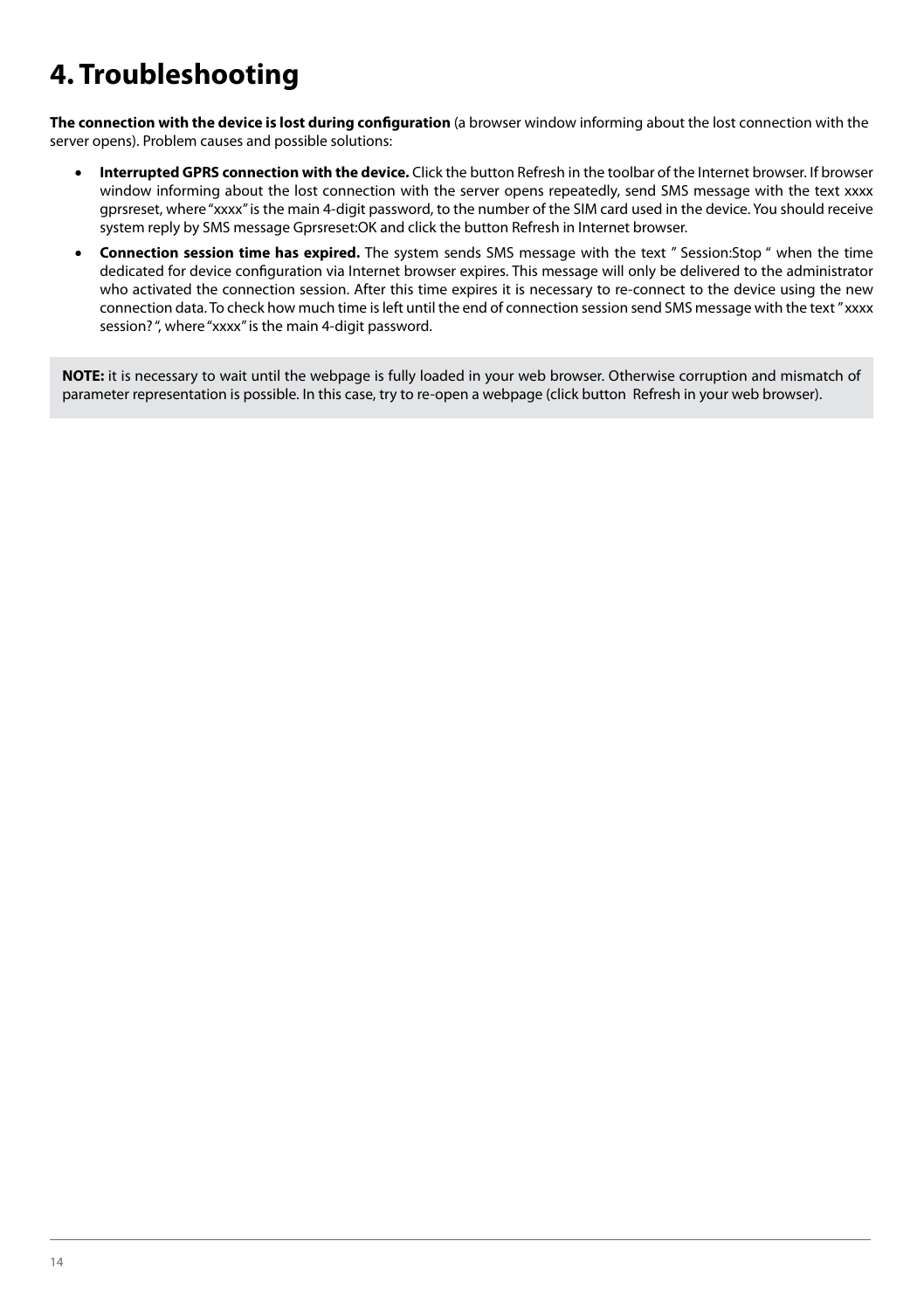# 4. Troubleshooting

**The connection with the device is lost during configuration** (a browser window informing about the lost connection with the server opens). Problem causes and possible solutions:

- **Interrupted GPRS connection with the device.** Click the button Refresh in the toolbar of the Internet browser. If browser window informing about the lost connection with the server opens repeatedly, send SMS message with the text xxxx gprsreset, where "xxxx" is the main 4-digit password, to the number of the SIM card used in the device. You should receive system reply by SMS message Gprsreset:OK and click the button Refresh in Internet browser.
- **Connection session time has expired.** The system sends SMS message with the text " Session:Stop " when the time dedicated for device configuration via Internet browser expires. This message will only be delivered to the administrator who activated the connection session. After this time expires it is necessary to re-connect to the device using the new connection data. To check how much time is left until the end of connection session send SMS message with the text " xxxx session? ", where "xxxx" is the main 4-digit password.

**NOTE:** it is necessary to wait until the webpage is fully loaded in your web browser. Otherwise corruption and mismatch of parameter representation is possible. In this case, try to re-open a webpage (click button Refresh in your web browser).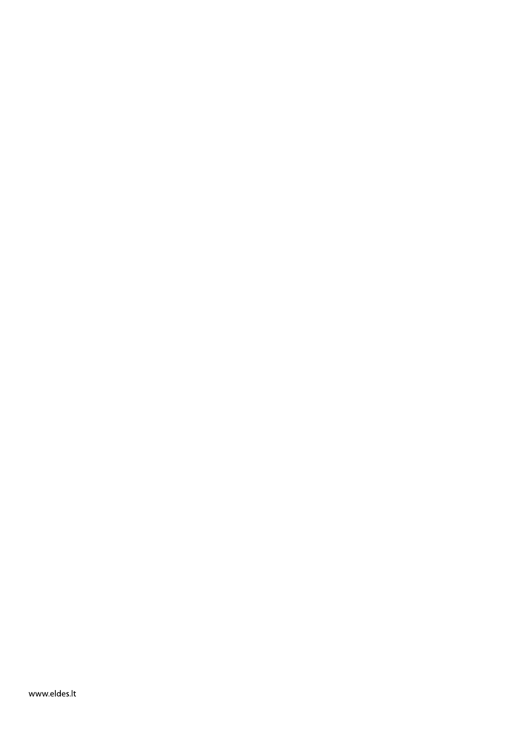www.eldes.lt